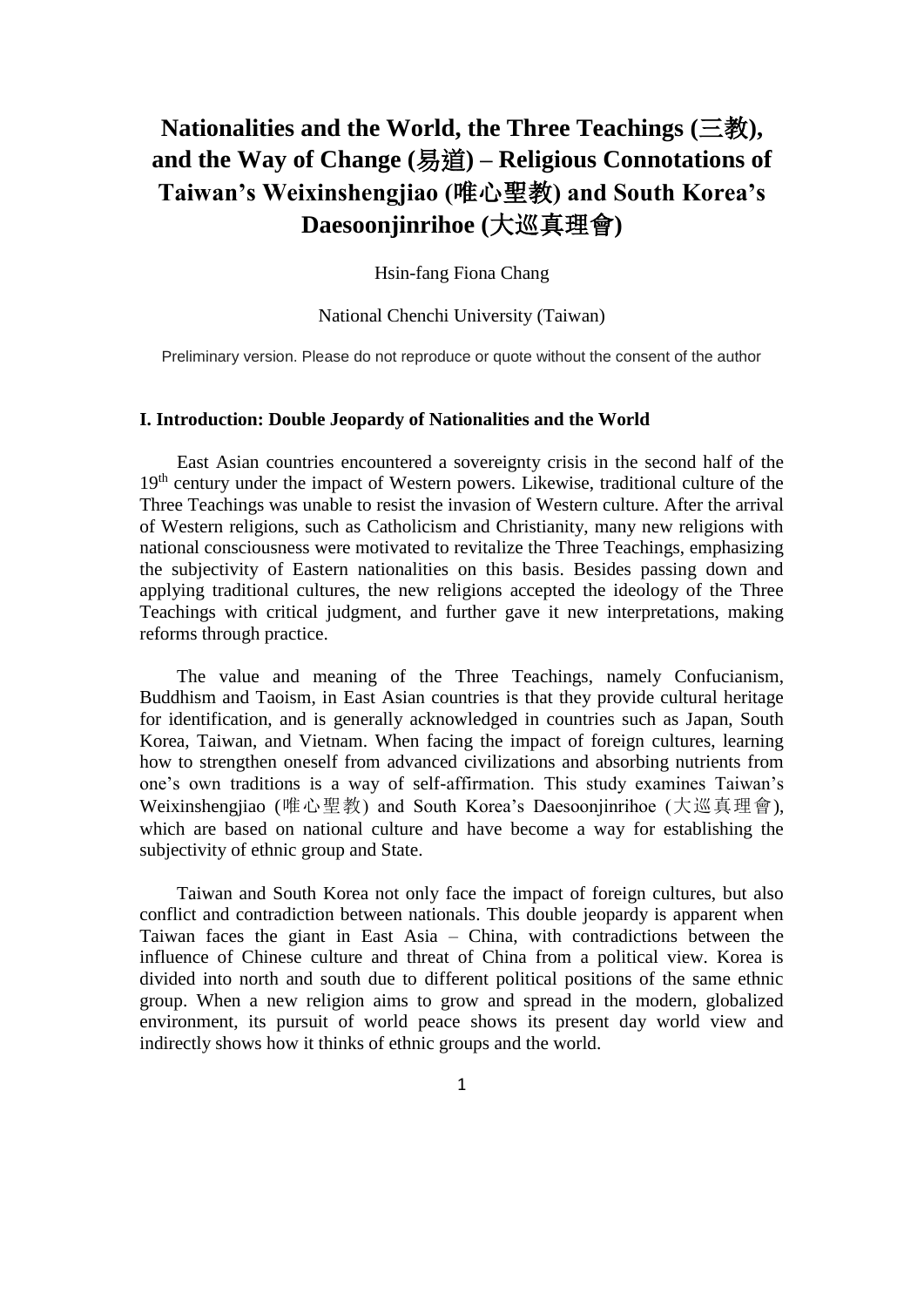# Nationalities and the World, the Three Teachings (三教), and the Way of Change (易道) – Religious Connotations of Taiwan's Weixinshengjiao (唯心聖教) and South Korea's Daesoonjinrihoe (大巡真理會)

Hsin-fang Fiona Chang

National Chenchi University (Taiwan)

Preliminary version. Please do not reproduce or quote without the consent of the author

## I. Introduction: Double Jeopardy of Nationalities and the World

East Asian countries encountered a sovereignty crisis in the second half of the 19th century under the impact of Western powers. Likewise, traditional culture of the Three Teachings was unable to resist the invasion of Western culture. After the arrival of Western religions, such as Catholicism and Christianity, many new religions with national consciousness were motivated to revitalize the Three Teachings, emphasizing the subjectivity of Eastern nationalities on this basis. Besides passing down and applying traditional cultures, the new religions accepted the ideology of the Three Teachings with critical judgment, and further gave it new interpretations, making reforms through practice.

The value and meaning of the Three Teachings, namely Confucianism, Buddhism and Taoism, in East Asian countries is that they provide cultural heritage for identification, and is generally acknowledged in countries such as Japan, South Korea, Taiwan, and Vietnam. When facing the impact of foreign cultures, learning how to strengthen oneself from advanced civilizations and absorbing nutrients from one's own traditions is a way of self-affirmation. This study examines Taiwan's Weixinshengjiao (唯心聖教) and South Korea's Daesoonjinrihoe (大巡真理會), which are based on national culture and have become a way for establishing the subjectivity of ethnic group and State.

Taiwan and South Korea not only face the impact of foreign cultures, but also conflict and contradiction between nationals. This double jeopardy is apparent when Taiwan faces the giant in East Asia – China, with contradictions between the influence of Chinese culture and threat of China from a political view. Korea is divided into north and south due to different political positions of the same ethnic group. When a new religion aims to grow and spread in the modern, globalized environment, its pursuit of world peace shows its present day world view and indirectly shows how it thinks of ethnic groups and the world.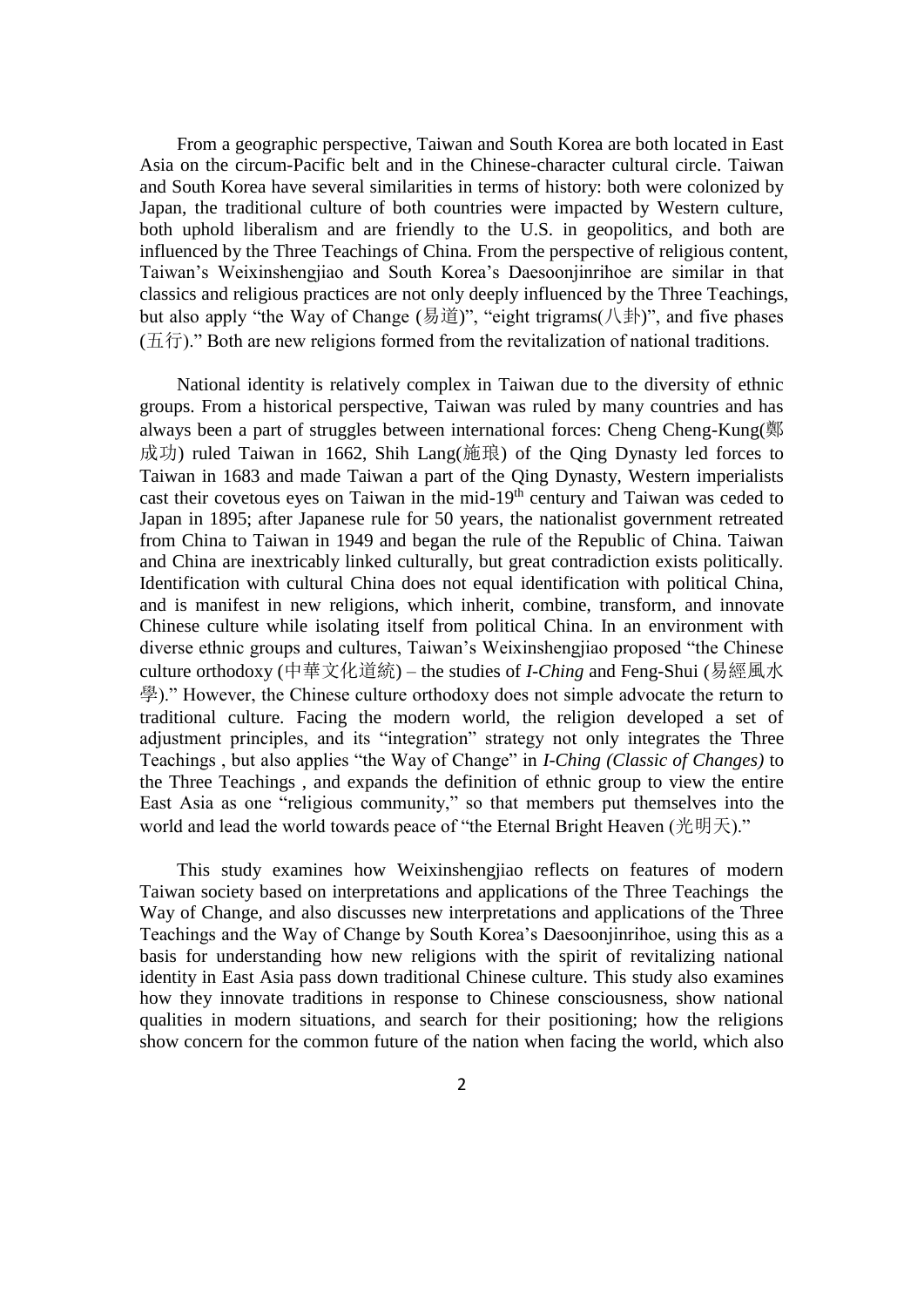From a geographic perspective, Taiwan and South Korea are both located in East Asia on the circum-Pacific belt and in the Chinese-character cultural circle. Taiwan and South Korea have several similarities in terms of history: both were colonized by Japan, the traditional culture of both countries were impacted by Western culture, both uphold liberalism and are friendly to the U.S. in geopolitics, and both are influenced by the Three Teachings of China. From the perspective of religious content, Taiwan's Weixinshengjiao and South Korea's Daesoonjinrihoe are similar in that classics and religious practices are not only deeply influenced by the Three Teachings, but also apply "the Way of Change (易道)", "eight trigrams(八卦)", and five phases (五行)." Both are new religions formed from the revitalization of national traditions.

National identity is relatively complex in Taiwan due to the diversity of ethnic groups. From a historical perspective, Taiwan was ruled by many countries and has always been a part of struggles between international forces: Cheng Cheng-Kung(鄭成功) ruled Taiwan in 1662, Shih Lang(施琅) of the Qing Dynasty led forces to Taiwan in 1683 and made Taiwan a part of the Qing Dynasty, Western imperialists cast their covetous eyes on Taiwan in the mid-19th century and Taiwan was ceded to Japan in 1895; after Japanese rule for 50 years, the nationalist government retreated from China to Taiwan in 1949 and began the rule of the Republic of China. Taiwan and China are inextricably linked culturally, but great contradiction exists politically. Identification with cultural China does not equal identification with political China, and is manifest in new religions, which inherit, combine, transform, and innovate Chinese culture while isolating itself from political China. In an environment with diverse ethnic groups and cultures, Taiwan's Weixinshengjiao proposed "the Chinese culture orthodoxy (中華文化道統) – the studies of *I-Ching* and Feng-Shui (易經風水學)." However, the Chinese culture orthodoxy does not simple advocate the return to traditional culture. Facing the modern world, the religion developed a set of adjustment principles, and its "integration" strategy not only integrates the Three Teachings , but also applies "the Way of Change" in *I-Ching (Classic of Changes)* to the Three Teachings , and expands the definition of ethnic group to view the entire East Asia as one "religious community," so that members put themselves into the world and lead the world towards peace of "the Eternal Bright Heaven (光明天)."

This study examines how Weixinshengjiao reflects on features of modern Taiwan society based on interpretations and applications of the Three Teachings the Way of Change, and also discusses new interpretations and applications of the Three Teachings and the Way of Change by South Korea's Daesoonjinrihoe, using this as a basis for understanding how new religions with the spirit of revitalizing national identity in East Asia pass down traditional Chinese culture. This study also examines how they innovate traditions in response to Chinese consciousness, show national qualities in modern situations, and search for their positioning; how the religions show concern for the common future of the nation when facing the world, which also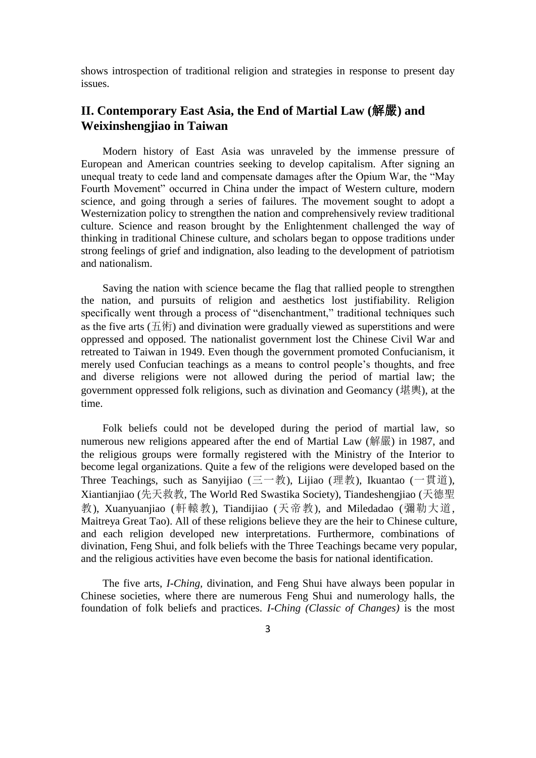shows introspection of traditional religion and strategies in response to present day issues.

## II. Contemporary East Asia, the End of Martial Law (解嚴) and Weixinshengjiao in Taiwan

Modern history of East Asia was unraveled by the immense pressure of European and American countries seeking to develop capitalism. After signing an unequal treaty to cede land and compensate damages after the Opium War, the "May Fourth Movement" occurred in China under the impact of Western culture, modern science, and going through a series of failures. The movement sought to adopt a Westernization policy to strengthen the nation and comprehensively review traditional culture. Science and reason brought by the Enlightenment challenged the way of thinking in traditional Chinese culture, and scholars began to oppose traditions under strong feelings of grief and indignation, also leading to the development of patriotism and nationalism.

Saving the nation with science became the flag that rallied people to strengthen the nation, and pursuits of religion and aesthetics lost justifiability. Religion specifically went through a process of "disenchantment," traditional techniques such as the five arts (五術) and divination were gradually viewed as superstitions and were oppressed and opposed. The nationalist government lost the Chinese Civil War and retreated to Taiwan in 1949. Even though the government promoted Confucianism, it merely used Confucian teachings as a means to control people's thoughts, and free and diverse religions were not allowed during the period of martial law; the government oppressed folk religions, such as divination and Geomancy (堪輿), at the time.

Folk beliefs could not be developed during the period of martial law, so numerous new religions appeared after the end of Martial Law (解嚴) in 1987, and the religious groups were formally registered with the Ministry of the Interior to become legal organizations. Quite a few of the religions were developed based on the Three Teachings, such as Sanyijiao (三一教), Lijiao (理教), Ikuantao (一貫道), Xiantianjiao (先天救教, The World Red Swastika Society), Tiandeshengjiao (天德聖教), Xuanyuanjiao (軒轅教), Tiandijiao (天帝教), and Miledadao (彌勒大道, Maitreya Great Tao). All of these religions believe they are the heir to Chinese culture, and each religion developed new interpretations. Furthermore, combinations of divination, Feng Shui, and folk beliefs with the Three Teachings became very popular, and the religious activities have even become the basis for national identification.

The five arts, *I-Ching*, divination, and Feng Shui have always been popular in Chinese societies, where there are numerous Feng Shui and numerology halls, the foundation of folk beliefs and practices. *I-Ching (Classic of Changes)* is the most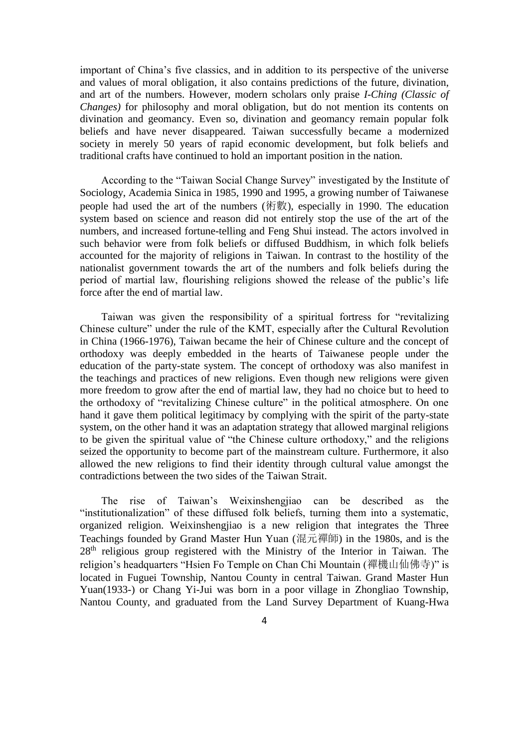important of China's five classics, and in addition to its perspective of the universe and values of moral obligation, it also contains predictions of the future, divination, and art of the numbers. However, modern scholars only praise *I-Ching (Classic of Changes)* for philosophy and moral obligation, but do not mention its contents on divination and geomancy. Even so, divination and geomancy remain popular folk beliefs and have never disappeared. Taiwan successfully became a modernized society in merely 50 years of rapid economic development, but folk beliefs and traditional crafts have continued to hold an important position in the nation.

According to the "Taiwan Social Change Survey" investigated by the Institute of Sociology, Academia Sinica in 1985, 1990 and 1995, a growing number of Taiwanese people had used the art of the numbers (術數), especially in 1990. The education system based on science and reason did not entirely stop the use of the art of the numbers, and increased fortune-telling and Feng Shui instead. The actors involved in such behavior were from folk beliefs or diffused Buddhism, in which folk beliefs accounted for the majority of religions in Taiwan. In contrast to the hostility of the nationalist government towards the art of the numbers and folk beliefs during the period of martial law, flourishing religions showed the release of the public's life force after the end of martial law.

Taiwan was given the responsibility of a spiritual fortress for "revitalizing Chinese culture" under the rule of the KMT, especially after the Cultural Revolution in China (1966-1976), Taiwan became the heir of Chinese culture and the concept of orthodoxy was deeply embedded in the hearts of Taiwanese people under the education of the party-state system. The concept of orthodoxy was also manifest in the teachings and practices of new religions. Even though new religions were given more freedom to grow after the end of martial law, they had no choice but to heed to the orthodoxy of "revitalizing Chinese culture" in the political atmosphere. On one hand it gave them political legitimacy by complying with the spirit of the party-state system, on the other hand it was an adaptation strategy that allowed marginal religions to be given the spiritual value of "the Chinese culture orthodoxy," and the religions seized the opportunity to become part of the mainstream culture. Furthermore, it also allowed the new religions to find their identity through cultural value amongst the contradictions between the two sides of the Taiwan Strait.

The rise of Taiwan's Weixinshengjiao can be described as the "institutionalization" of these diffused folk beliefs, turning them into a systematic, organized religion. Weixinshengjiao is a new religion that integrates the Three Teachings founded by Grand Master Hun Yuan (混元禪師) in the 1980s, and is the 28th religious group registered with the Ministry of the Interior in Taiwan. The religion's headquarters "Hsien Fo Temple on Chan Chi Mountain (禪機山仙佛寺)" is located in Fuguei Township, Nantou County in central Taiwan. Grand Master Hun Yuan(1933-) or Chang Yi-Jui was born in a poor village in Zhongliao Township, Nantou County, and graduated from the Land Survey Department of Kuang-Hwa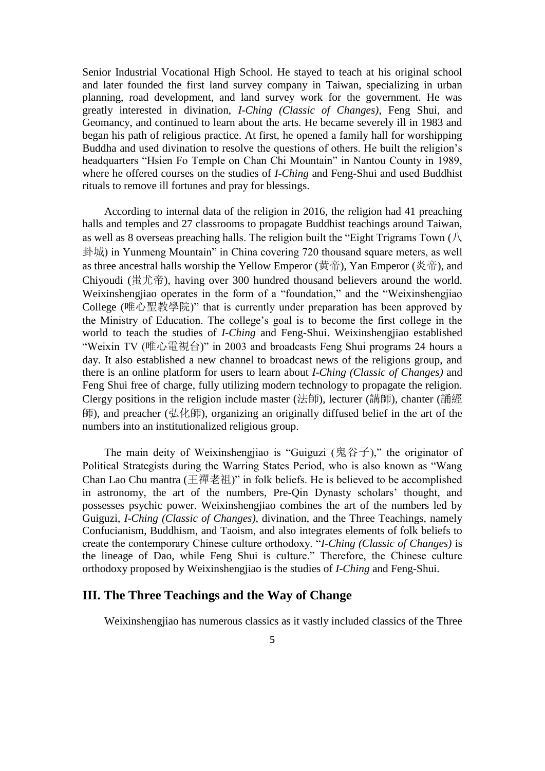Senior Industrial Vocational High School. He stayed to teach at his original school and later founded the first land survey company in Taiwan, specializing in urban planning, road development, and land survey work for the government. He was greatly interested in divination, *I-Ching (Classic of Changes)*, Feng Shui, and Geomancy, and continued to learn about the arts. He became severely ill in 1983 and began his path of religious practice. At first, he opened a family hall for worshipping Buddha and used divination to resolve the questions of others. He built the religion's headquarters "Hsien Fo Temple on Chan Chi Mountain" in Nantou County in 1989, where he offered courses on the studies of *I-Ching* and Feng-Shui and used Buddhist rituals to remove ill fortunes and pray for blessings.

According to internal data of the religion in 2016, the religion had 41 preaching halls and temples and 27 classrooms to propagate Buddhist teachings around Taiwan, as well as 8 overseas preaching halls. The religion built the "Eight Trigrams Town (八卦城) in Yunmeng Mountain" in China covering 720 thousand square meters, as well as three ancestral halls worship the Yellow Emperor (黄帝), Yan Emperor (炎帝), and Chiyoudi (蚩尤帝), having over 300 hundred thousand believers around the world. Weixinshengjiao operates in the form of a "foundation," and the "Weixinshengjiao College (唯心聖教學院)" that is currently under preparation has been approved by the Ministry of Education. The college's goal is to become the first college in the world to teach the studies of *I-Ching* and Feng-Shui. Weixinshengjiao established "Weixin TV (唯心電視台)" in 2003 and broadcasts Feng Shui programs 24 hours a day. It also established a new channel to broadcast news of the religions group, and there is an online platform for users to learn about *I-Ching (Classic of Changes)* and Feng Shui free of charge, fully utilizing modern technology to propagate the religion. Clergy positions in the religion include master (法師), lecturer (講師), chanter (誦經師), and preacher (弘化師), organizing an originally diffused belief in the art of the numbers into an institutionalized religious group.

The main deity of Weixinshengjiao is "Guiguzi (鬼谷子)," the originator of Political Strategists during the Warring States Period, who is also known as "Wang Chan Lao Chu mantra (王禪老祖)" in folk beliefs. He is believed to be accomplished in astronomy, the art of the numbers, Pre-Qin Dynasty scholars' thought, and possesses psychic power. Weixinshengjiao combines the art of the numbers led by Guiguzi, *I-Ching (Classic of Changes)*, divination, and the Three Teachings, namely Confucianism, Buddhism, and Taoism, and also integrates elements of folk beliefs to create the contemporary Chinese culture orthodoxy. "*I-Ching (Classic of Changes)* is the lineage of Dao, while Feng Shui is culture." Therefore, the Chinese culture orthodoxy proposed by Weixinshengjiao is the studies of *I-Ching* and Feng-Shui.

## III. The Three Teachings and the Way of Change

Weixinshengjiao has numerous classics as it vastly included classics of the Three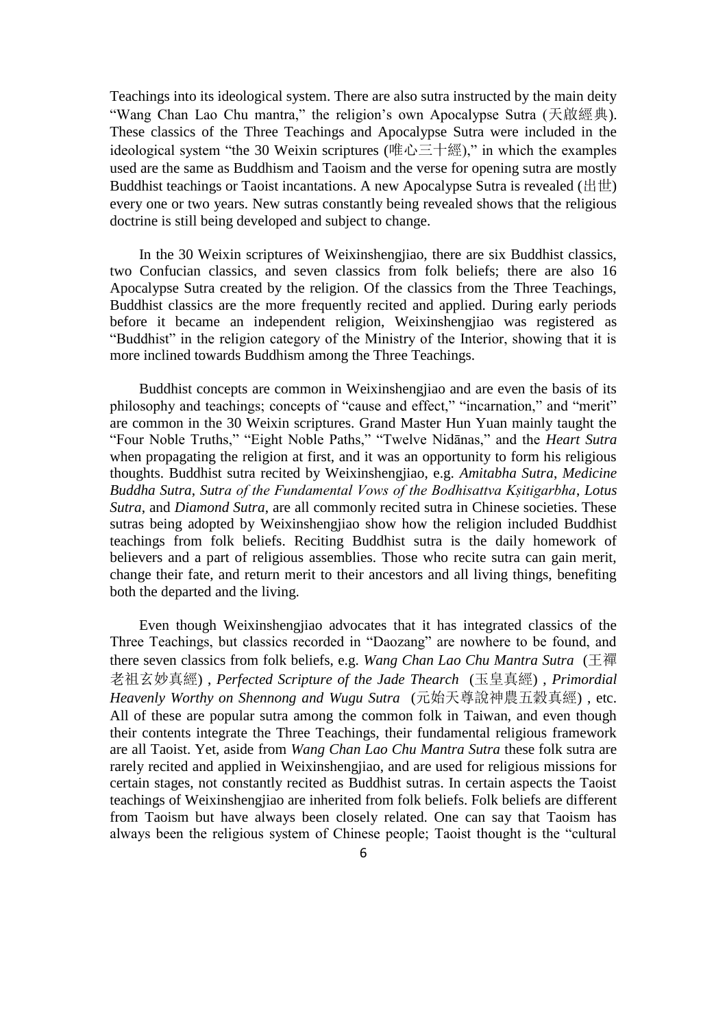Teachings into its ideological system. There are also sutra instructed by the main deity "Wang Chan Lao Chu mantra," the religion's own Apocalypse Sutra (天啟經典). These classics of the Three Teachings and Apocalypse Sutra were included in the ideological system "the 30 Weixin scriptures (唯心三十經)," in which the examples used are the same as Buddhism and Taoism and the verse for opening sutra are mostly Buddhist teachings or Taoist incantations. A new Apocalypse Sutra is revealed (出世) every one or two years. New sutras constantly being revealed shows that the religious doctrine is still being developed and subject to change.

In the 30 Weixin scriptures of Weixinshengjiao, there are six Buddhist classics, two Confucian classics, and seven classics from folk beliefs; there are also 16 Apocalypse Sutra created by the religion. Of the classics from the Three Teachings, Buddhist classics are the more frequently recited and applied. During early periods before it became an independent religion, Weixinshengjiao was registered as "Buddhist" in the religion category of the Ministry of the Interior, showing that it is more inclined towards Buddhism among the Three Teachings.

Buddhist concepts are common in Weixinshengjiao and are even the basis of its philosophy and teachings; concepts of "cause and effect," "incarnation," and "merit" are common in the 30 Weixin scriptures. Grand Master Hun Yuan mainly taught the "Four Noble Truths," "Eight Noble Paths," "Twelve Nidānas," and the *Heart Sutra* when propagating the religion at first, and it was an opportunity to form his religious thoughts. Buddhist sutra recited by Weixinshengjiao, e.g. *Amitabha Sutra*, *Medicine Buddha Sutra*, *Sutra of the Fundamental Vows of the Bodhisattva Kṣitigarbha*, *Lotus Sutra*, and *Diamond Sutra*, are all commonly recited sutra in Chinese societies. These sutras being adopted by Weixinshengjiao show how the religion included Buddhist teachings from folk beliefs. Reciting Buddhist sutra is the daily homework of believers and a part of religious assemblies. Those who recite sutra can gain merit, change their fate, and return merit to their ancestors and all living things, benefiting both the departed and the living.

Even though Weixinshengjiao advocates that it has integrated classics of the Three Teachings, but classics recorded in "Daozang" are nowhere to be found, and there seven classics from folk beliefs, e.g. *Wang Chan Lao Chu Mantra Sutra* (王禪老祖玄妙真經), *Perfected Scripture of the Jade Thearch* (玉皇真經), *Primordial Heavenly Worthy on Shennong and Wugu Sutra* (元始天尊說神農五穀真經), etc. All of these are popular sutra among the common folk in Taiwan, and even though their contents integrate the Three Teachings, their fundamental religious framework are all Taoist. Yet, aside from *Wang Chan Lao Chu Mantra Sutra* these folk sutra are rarely recited and applied in Weixinshengjiao, and are used for religious missions for certain stages, not constantly recited as Buddhist sutras. In certain aspects the Taoist teachings of Weixinshengjiao are inherited from folk beliefs. Folk beliefs are different from Taoism but have always been closely related. One can say that Taoism has always been the religious system of Chinese people; Taoist thought is the "cultural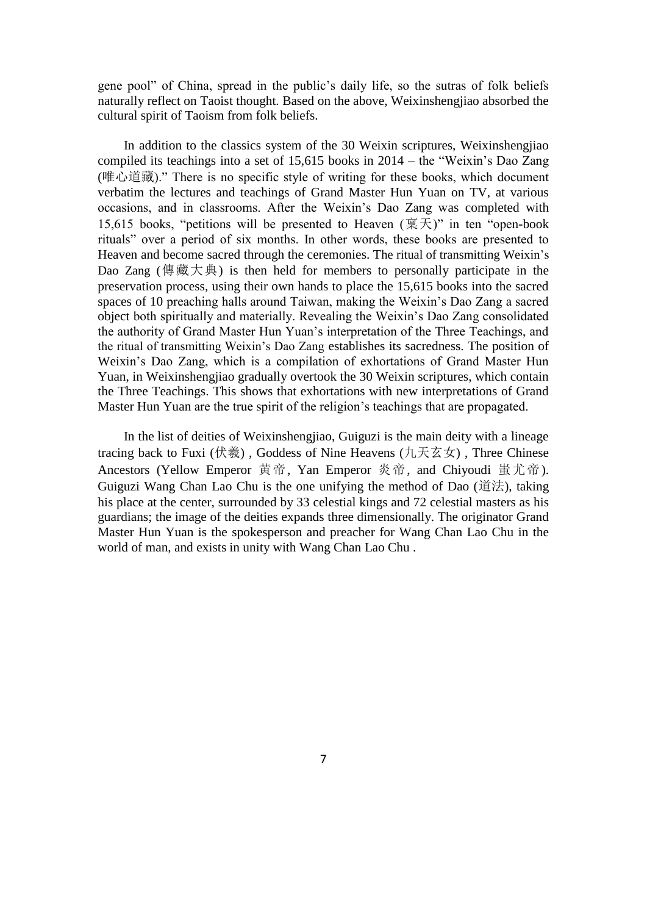gene pool" of China, spread in the public's daily life, so the sutras of folk beliefs naturally reflect on Taoist thought. Based on the above, Weixinshengjiao absorbed the cultural spirit of Taoism from folk beliefs.

In addition to the classics system of the 30 Weixin scriptures, Weixinshengjiao compiled its teachings into a set of 15,615 books in 2014 – the "Weixin's Dao Zang (唯心道藏)." There is no specific style of writing for these books, which document verbatim the lectures and teachings of Grand Master Hun Yuan on TV, at various occasions, and in classrooms. After the Weixin's Dao Zang was completed with 15,615 books, "petitions will be presented to Heaven (稟天)" in ten "open-book rituals" over a period of six months. In other words, these books are presented to Heaven and become sacred through the ceremonies. The ritual of transmitting Weixin's Dao Zang (傳藏大典) is then held for members to personally participate in the preservation process, using their own hands to place the 15,615 books into the sacred spaces of 10 preaching halls around Taiwan, making the Weixin's Dao Zang a sacred object both spiritually and materially. Revealing the Weixin's Dao Zang consolidated the authority of Grand Master Hun Yuan's interpretation of the Three Teachings, and the ritual of transmitting Weixin's Dao Zang establishes its sacredness. The position of Weixin's Dao Zang, which is a compilation of exhortations of Grand Master Hun Yuan, in Weixinshengjiao gradually overtook the 30 Weixin scriptures, which contain the Three Teachings. This shows that exhortations with new interpretations of Grand Master Hun Yuan are the true spirit of the religion's teachings that are propagated.

In the list of deities of Weixinshengjiao, Guiguzi is the main deity with a lineage tracing back to Fuxi (伏羲) , Goddess of Nine Heavens (九天玄女) , Three Chinese Ancestors (Yellow Emperor 黃帝, Yan Emperor 炎帝, and Chiyoudi 蚩尤帝). Guiguzi Wang Chan Lao Chu is the one unifying the method of Dao (道法), taking his place at the center, surrounded by 33 celestial kings and 72 celestial masters as his guardians; the image of the deities expands three dimensionally. The originator Grand Master Hun Yuan is the spokesperson and preacher for Wang Chan Lao Chu in the world of man, and exists in unity with Wang Chan Lao Chu .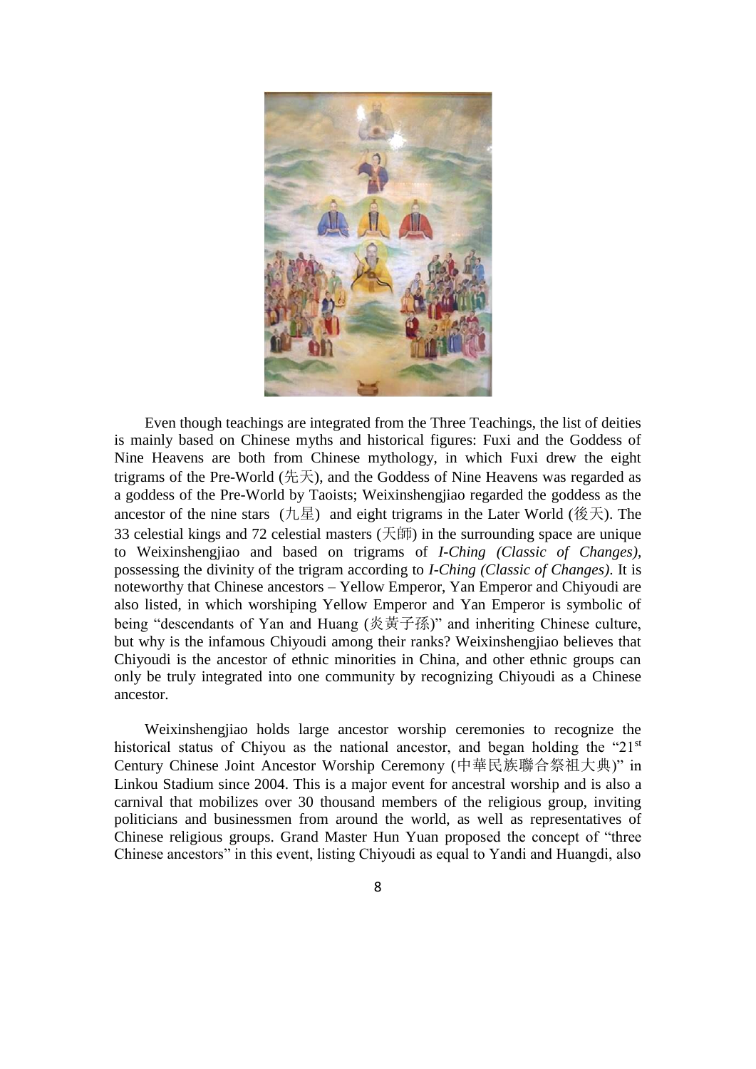Even though teachings are integrated from the Three Teachings, the list of deities is mainly based on Chinese myths and historical figures: Fuxi and the Goddess of Nine Heavens are both from Chinese mythology, in which Fuxi drew the eight trigrams of the Pre-World (先天), and the Goddess of Nine Heavens was regarded as a goddess of the Pre-World by Taoists; Weixinshengjiao regarded the goddess as the ancestor of the nine stars (九星) and eight trigrams in the Later World (後天). The 33 celestial kings and 72 celestial masters (天師) in the surrounding space are unique to Weixinshengjiao and based on trigrams of *I-Ching (Classic of Changes)*, possessing the divinity of the trigram according to *I-Ching (Classic of Changes)*. It is noteworthy that Chinese ancestors – Yellow Emperor, Yan Emperor and Chiyoudi are also listed, in which worshiping Yellow Emperor and Yan Emperor is symbolic of being "descendants of Yan and Huang (炎黃子孫)" and inheriting Chinese culture, but why is the infamous Chiyoudi among their ranks? Weixinshengjiao believes that Chiyoudi is the ancestor of ethnic minorities in China, and other ethnic groups can only be truly integrated into one community by recognizing Chiyoudi as a Chinese ancestor.

Weixinshengjiao holds large ancestor worship ceremonies to recognize the historical status of Chiyou as the national ancestor, and began holding the "21st Century Chinese Joint Ancestor Worship Ceremony (中華民族聯合祭祖大典)" in Linkou Stadium since 2004. This is a major event for ancestral worship and is also a carnival that mobilizes over 30 thousand members of the religious group, inviting politicians and businessmen from around the world, as well as representatives of Chinese religious groups. Grand Master Hun Yuan proposed the concept of "three Chinese ancestors" in this event, listing Chiyoudi as equal to Yandi and Huangdi, also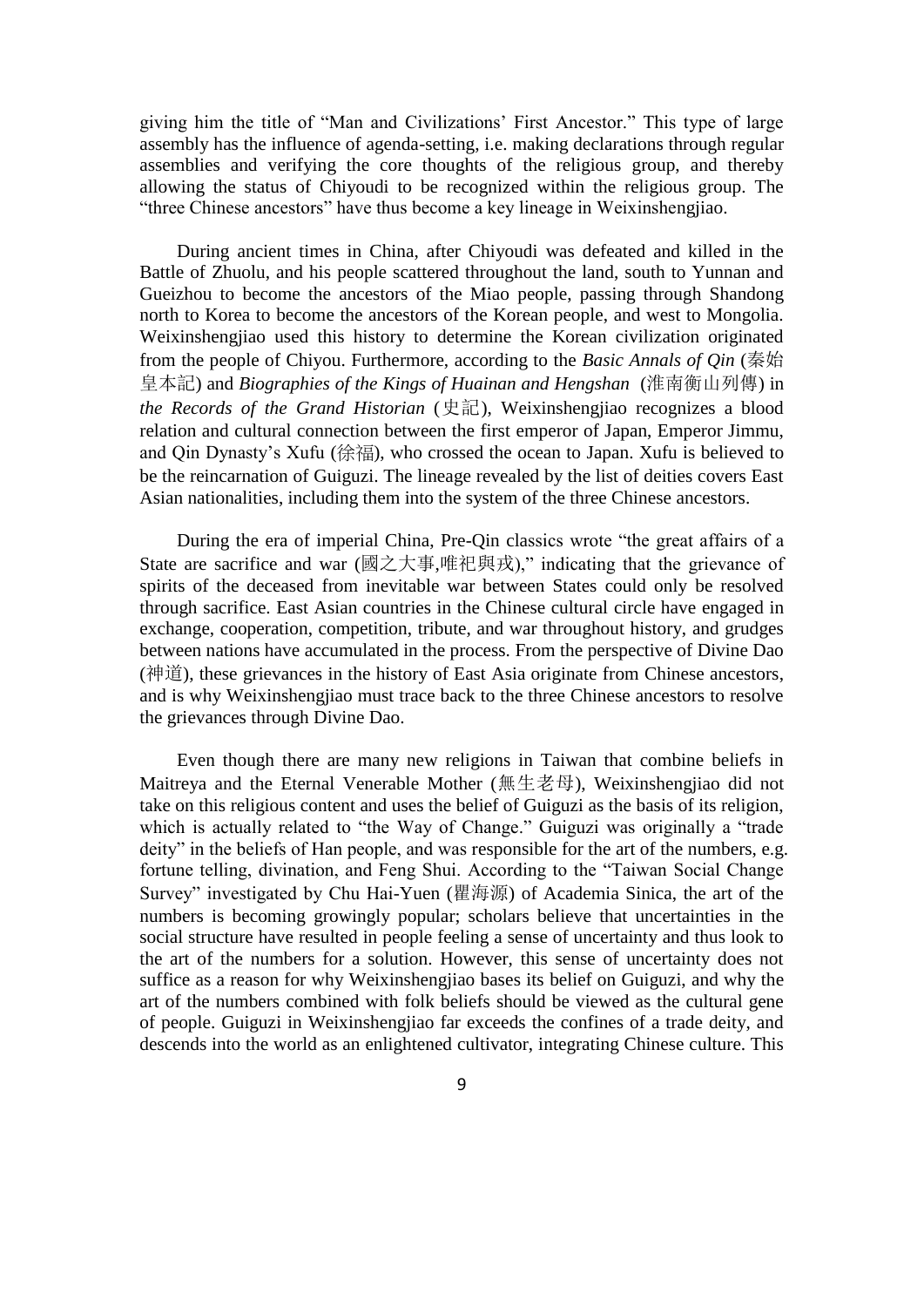giving him the title of "Man and Civilizations' First Ancestor." This type of large assembly has the influence of agenda-setting, i.e. making declarations through regular assemblies and verifying the core thoughts of the religious group, and thereby allowing the status of Chiyoudi to be recognized within the religious group. The "three Chinese ancestors" have thus become a key lineage in Weixinshengjiao.

During ancient times in China, after Chiyoudi was defeated and killed in the Battle of Zhuolu, and his people scattered throughout the land, south to Yunnan and Gueizhou to become the ancestors of the Miao people, passing through Shandong north to Korea to become the ancestors of the Korean people, and west to Mongolia. Weixinshengjiao used this history to determine the Korean civilization originated from the people of Chiyou. Furthermore, according to the *Basic Annals of Qin* (秦始皇本記) and *Biographies of the Kings of Huainan and Hengshan* (淮南衡山列傳) in *the Records of the Grand Historian* (史記), Weixinshengjiao recognizes a blood relation and cultural connection between the first emperor of Japan, Emperor Jimmu, and Qin Dynasty's Xufu (徐福), who crossed the ocean to Japan. Xufu is believed to be the reincarnation of Guiguzi. The lineage revealed by the list of deities covers East Asian nationalities, including them into the system of the three Chinese ancestors.

During the era of imperial China, Pre-Qin classics wrote "the great affairs of a State are sacrifice and war (國之大事,唯祀與戎)," indicating that the grievance of spirits of the deceased from inevitable war between States could only be resolved through sacrifice. East Asian countries in the Chinese cultural circle have engaged in exchange, cooperation, competition, tribute, and war throughout history, and grudges between nations have accumulated in the process. From the perspective of Divine Dao (神道), these grievances in the history of East Asia originate from Chinese ancestors, and is why Weixinshengjiao must trace back to the three Chinese ancestors to resolve the grievances through Divine Dao.

Even though there are many new religions in Taiwan that combine beliefs in Maitreya and the Eternal Venerable Mother (無生老母), Weixinshengjiao did not take on this religious content and uses the belief of Guiguzi as the basis of its religion, which is actually related to "the Way of Change." Guiguzi was originally a "trade deity" in the beliefs of Han people, and was responsible for the art of the numbers, e.g. fortune telling, divination, and Feng Shui. According to the "Taiwan Social Change Survey" investigated by Chu Hai-Yuen (瞿海源) of Academia Sinica, the art of the numbers is becoming growingly popular; scholars believe that uncertainties in the social structure have resulted in people feeling a sense of uncertainty and thus look to the art of the numbers for a solution. However, this sense of uncertainty does not suffice as a reason for why Weixinshengjiao bases its belief on Guiguzi, and why the art of the numbers combined with folk beliefs should be viewed as the cultural gene of people. Guiguzi in Weixinshengjiao far exceeds the confines of a trade deity, and descends into the world as an enlightened cultivator, integrating Chinese culture. This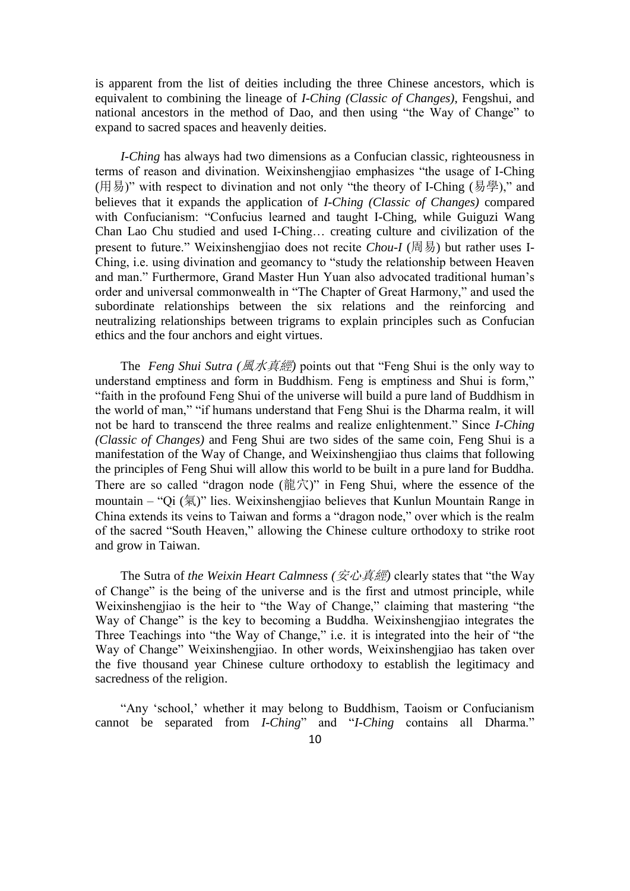is apparent from the list of deities including the three Chinese ancestors, which is equivalent to combining the lineage of *I-Ching (Classic of Changes)*, Fengshui, and national ancestors in the method of Dao, and then using "the Way of Change" to expand to sacred spaces and heavenly deities.

*I-Ching* has always had two dimensions as a Confucian classic, righteousness in terms of reason and divination. Weixinshengjiao emphasizes "the usage of I-Ching (用易)" with respect to divination and not only "the theory of I-Ching (易學)," and believes that it expands the application of *I-Ching (Classic of Changes)* compared with Confucianism: "Confucius learned and taught I-Ching, while Guiguzi Wang Chan Lao Chu studied and used I-Ching… creating culture and civilization of the present to future." Weixinshengjiao does not recite *Chou-I* (周易) but rather uses I-Ching, i.e. using divination and geomancy to "study the relationship between Heaven and man." Furthermore, Grand Master Hun Yuan also advocated traditional human's order and universal commonwealth in "The Chapter of Great Harmony," and used the subordinate relationships between the six relations and the reinforcing and neutralizing relationships between trigrams to explain principles such as Confucian ethics and the four anchors and eight virtues.

The *Feng Shui Sutra (風水真經)* points out that "Feng Shui is the only way to understand emptiness and form in Buddhism. Feng is emptiness and Shui is form," "faith in the profound Feng Shui of the universe will build a pure land of Buddhism in the world of man," "if humans understand that Feng Shui is the Dharma realm, it will not be hard to transcend the three realms and realize enlightenment." Since *I-Ching (Classic of Changes)* and Feng Shui are two sides of the same coin, Feng Shui is a manifestation of the Way of Change, and Weixinshengjiao thus claims that following the principles of Feng Shui will allow this world to be built in a pure land for Buddha. There are so called "dragon node (龍穴)" in Feng Shui, where the essence of the mountain – "Qi (氣)" lies. Weixinshengjiao believes that Kunlun Mountain Range in China extends its veins to Taiwan and forms a "dragon node," over which is the realm of the sacred "South Heaven," allowing the Chinese culture orthodoxy to strike root and grow in Taiwan.

The Sutra of *the Weixin Heart Calmness (安心真經)* clearly states that "the Way of Change" is the being of the universe and is the first and utmost principle, while Weixinshengjiao is the heir to "the Way of Change," claiming that mastering "the Way of Change" is the key to becoming a Buddha. Weixinshengjiao integrates the Three Teachings into "the Way of Change," i.e. it is integrated into the heir of "the Way of Change" Weixinshengjiao. In other words, Weixinshengjiao has taken over the five thousand year Chinese culture orthodoxy to establish the legitimacy and sacredness of the religion.

"Any 'school,' whether it may belong to Buddhism, Taoism or Confucianism cannot be separated from *I-Ching*" and "*I-Ching* contains all Dharma."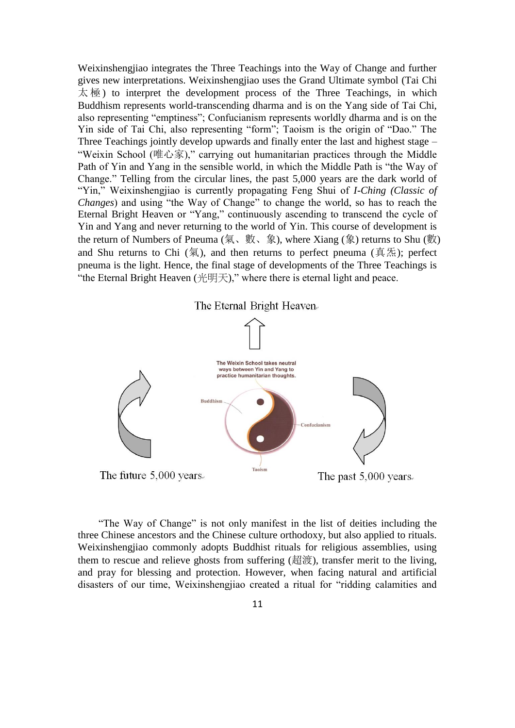Weixinshengjiao integrates the Three Teachings into the Way of Change and further gives new interpretations. Weixinshengjiao uses the Grand Ultimate symbol (Tai Chi 太極) to interpret the development process of the Three Teachings, in which Buddhism represents world-transcending dharma and is on the Yang side of Tai Chi, also representing "emptiness"; Confucianism represents worldly dharma and is on the Yin side of Tai Chi, also representing "form"; Taoism is the origin of "Dao." The Three Teachings jointly develop upwards and finally enter the last and highest stage – "Weixin School (唯心家)," carrying out humanitarian practices through the Middle Path of Yin and Yang in the sensible world, in which the Middle Path is "the Way of Change." Telling from the circular lines, the past 5,000 years are the dark world of "Yin," Weixinshengjiao is currently propagating Feng Shui of *I-Ching (Classic of Changes*) and using "the Way of Change" to change the world, so has to reach the Eternal Bright Heaven or "Yang," continuously ascending to transcend the cycle of Yin and Yang and never returning to the world of Yin. This course of development is the return of Numbers of Pneuma (氣、數、象), where Xiang (象) returns to Shu (數) and Shu returns to Chi (氣), and then returns to perfect pneuma (真炁); perfect pneuma is the light. Hence, the final stage of developments of the Three Teachings is "the Eternal Bright Heaven (光明天)," where there is eternal light and peace.

The Eternal Bright Heaven

The Weixin School takes neutral ways between Yin and Yang to practice humanitarian thoughts.

Buddhism

Confucianism

Taoism

The future 5,000 years

The past 5,000 years

"The Way of Change" is not only manifest in the list of deities including the three Chinese ancestors and the Chinese culture orthodoxy, but also applied to rituals. Weixinshengjiao commonly adopts Buddhist rituals for religious assemblies, using them to rescue and relieve ghosts from suffering (超渡), transfer merit to the living, and pray for blessing and protection. However, when facing natural and artificial disasters of our time, Weixinshengjiao created a ritual for "ridding calamities and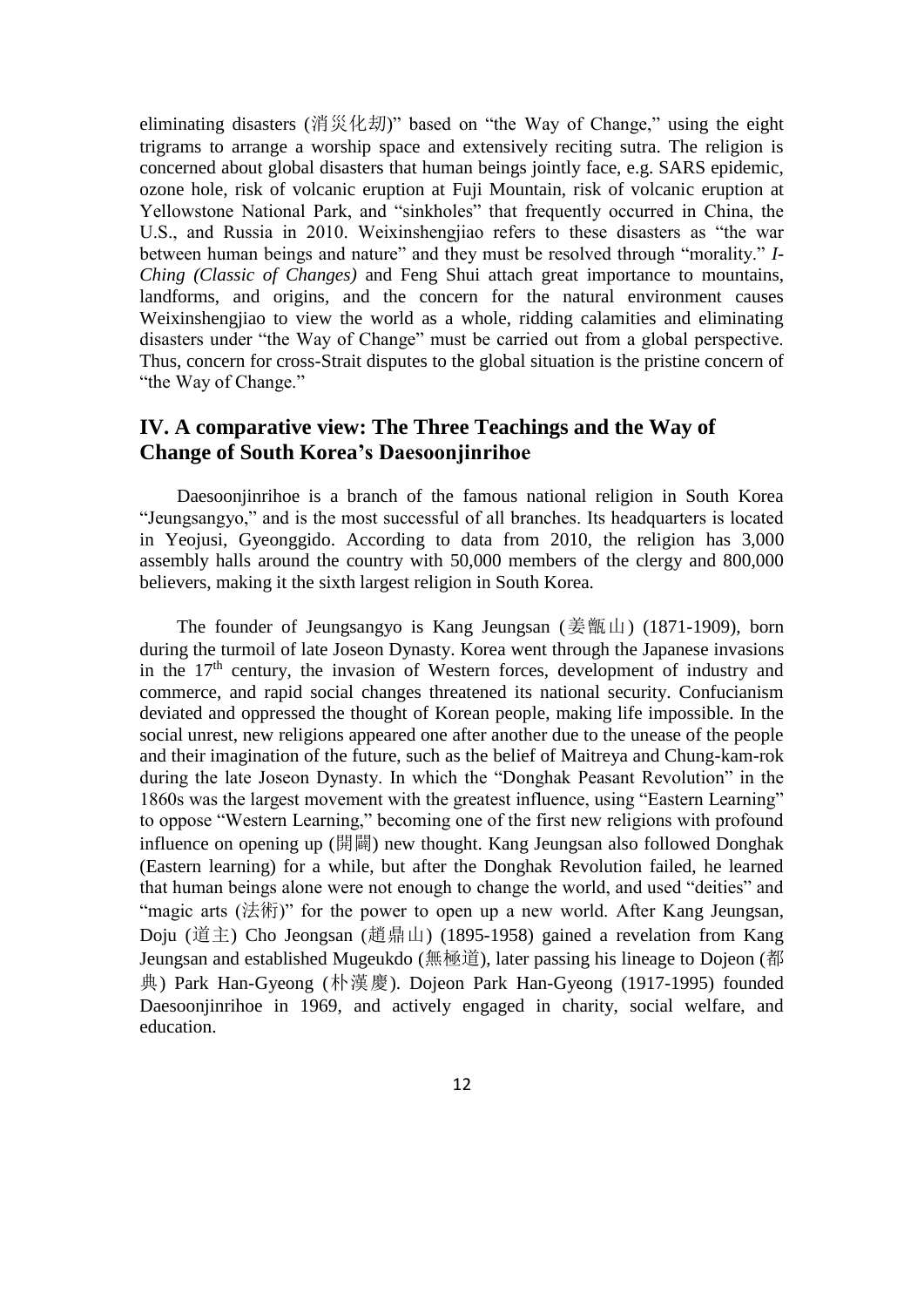eliminating disasters (消災化劫)" based on "the Way of Change," using the eight trigrams to arrange a worship space and extensively reciting sutra. The religion is concerned about global disasters that human beings jointly face, e.g. SARS epidemic, ozone hole, risk of volcanic eruption at Fuji Mountain, risk of volcanic eruption at Yellowstone National Park, and "sinkholes" that frequently occurred in China, the U.S., and Russia in 2010. Weixinshengjiao refers to these disasters as "the war between human beings and nature" and they must be resolved through "morality." *I-Ching (Classic of Changes)* and Feng Shui attach great importance to mountains, landforms, and origins, and the concern for the natural environment causes Weixinshengjiao to view the world as a whole, ridding calamities and eliminating disasters under "the Way of Change" must be carried out from a global perspective. Thus, concern for cross-Strait disputes to the global situation is the pristine concern of "the Way of Change."

## IV. A comparative view: The Three Teachings and the Way of Change of South Korea's Daesoonjinrihoe

Daesoonjinrihoe is a branch of the famous national religion in South Korea "Jeungsangyo," and is the most successful of all branches. Its headquarters is located in Yeojusi, Gyeonggido. According to data from 2010, the religion has 3,000 assembly halls around the country with 50,000 members of the clergy and 800,000 believers, making it the sixth largest religion in South Korea.

The founder of Jeungsangyo is Kang Jeungsan (姜甑山) (1871-1909), born during the turmoil of late Joseon Dynasty. Korea went through the Japanese invasions in the 17th century, the invasion of Western forces, development of industry and commerce, and rapid social changes threatened its national security. Confucianism deviated and oppressed the thought of Korean people, making life impossible. In the social unrest, new religions appeared one after another due to the unease of the people and their imagination of the future, such as the belief of Maitreya and Chung-kam-rok during the late Joseon Dynasty. In which the "Donghak Peasant Revolution" in the 1860s was the largest movement with the greatest influence, using "Eastern Learning" to oppose "Western Learning," becoming one of the first new religions with profound influence on opening up (開闢) new thought. Kang Jeungsan also followed Donghak (Eastern learning) for a while, but after the Donghak Revolution failed, he learned that human beings alone were not enough to change the world, and used "deities" and "magic arts (法術)" for the power to open up a new world. After Kang Jeungsan, Doju (道主) Cho Jeongsan (趙鼎山) (1895-1958) gained a revelation from Kang Jeungsan and established Mugeukdo (無極道), later passing his lineage to Dojeon (都典) Park Han-Gyeong (朴漢慶). Dojeon Park Han-Gyeong (1917-1995) founded Daesoonjinrihoe in 1969, and actively engaged in charity, social welfare, and education.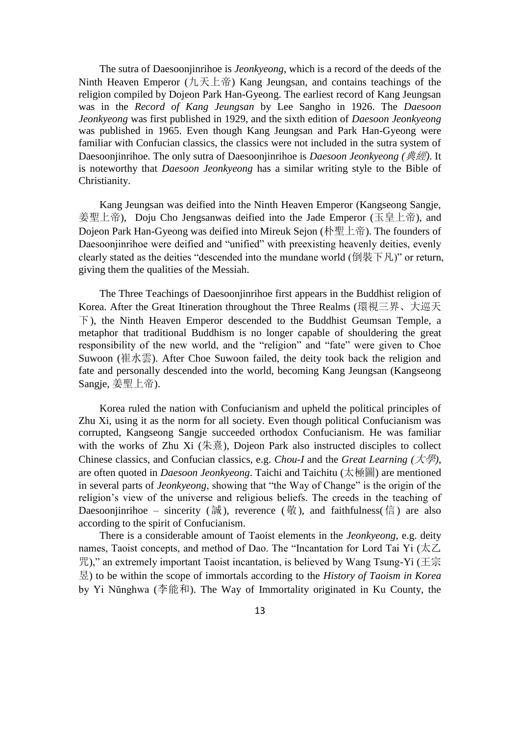The sutra of Daesoonjinrihoe is *Jeonkyeong*, which is a record of the deeds of the Ninth Heaven Emperor (九天上帝) Kang Jeungsan, and contains teachings of the religion compiled by Dojeon Park Han-Gyeong. The earliest record of Kang Jeungsan was in the *Record of Kang Jeungsan* by Lee Sangho in 1926. The *Daesoon Jeonkyeong* was first published in 1929, and the sixth edition of *Daesoon Jeonkyeong* was published in 1965. Even though Kang Jeungsan and Park Han-Gyeong were familiar with Confucian classics, the classics were not included in the sutra system of Daesoonjinrihoe. The only sutra of Daesoonjinrihoe is *Daesoon Jeonkyeong (典經)*. It is noteworthy that *Daesoon Jeonkyeong* has a similar writing style to the Bible of Christianity.

Kang Jeungsan was deified into the Ninth Heaven Emperor (Kangseong Sangje, 姜聖上帝), Doju Cho Jengsanwas deified into the Jade Emperor (玉皇上帝), and Dojeon Park Han-Gyeong was deified into Mireuk Sejon (朴聖上帝). The founders of Daesoonjinrihoe were deified and "unified" with preexisting heavenly deities, evenly clearly stated as the deities "descended into the mundane world (倒裝下凡)" or return, giving them the qualities of the Messiah.

The Three Teachings of Daesoonjinrihoe first appears in the Buddhist religion of Korea. After the Great Itineration throughout the Three Realms (環視三界、大巡天下), the Ninth Heaven Emperor descended to the Buddhist Geumsan Temple, a metaphor that traditional Buddhism is no longer capable of shouldering the great responsibility of the new world, and the "religion" and "fate" were given to Choe Suwoon (崔水雲). After Choe Suwoon failed, the deity took back the religion and fate and personally descended into the world, becoming Kang Jeungsan (Kangseong Sangje, 姜聖上帝).

Korea ruled the nation with Confucianism and upheld the political principles of Zhu Xi, using it as the norm for all society. Even though political Confucianism was corrupted, Kangseong Sangje succeeded orthodox Confucianism. He was familiar with the works of Zhu Xi (朱熹), Dojeon Park also instructed disciples to collect Chinese classics, and Confucian classics, e.g. *Chou-I* and the *Great Learning (大學)*, are often quoted in *Daesoon Jeonkyeong*. Taichi and Taichitu (太極圖) are mentioned in several parts of *Jeonkyeong*, showing that "the Way of Change" is the origin of the religion's view of the universe and religious beliefs. The creeds in the teaching of Daesoonjinrihoe – sincerity (誠), reverence (敬), and faithfulness(信) are also according to the spirit of Confucianism.

There is a considerable amount of Taoist elements in the *Jeonkyeong*, e.g. deity names, Taoist concepts, and method of Dao. The "Incantation for Lord Tai Yi (太乙咒)," an extremely important Taoist incantation, is believed by Wang Tsung-Yi (王宗昱) to be within the scope of immortals according to the *History of Taoism in Korea* by Yi Nŭnghwa (李能和). The Way of Immortality originated in Ku County, the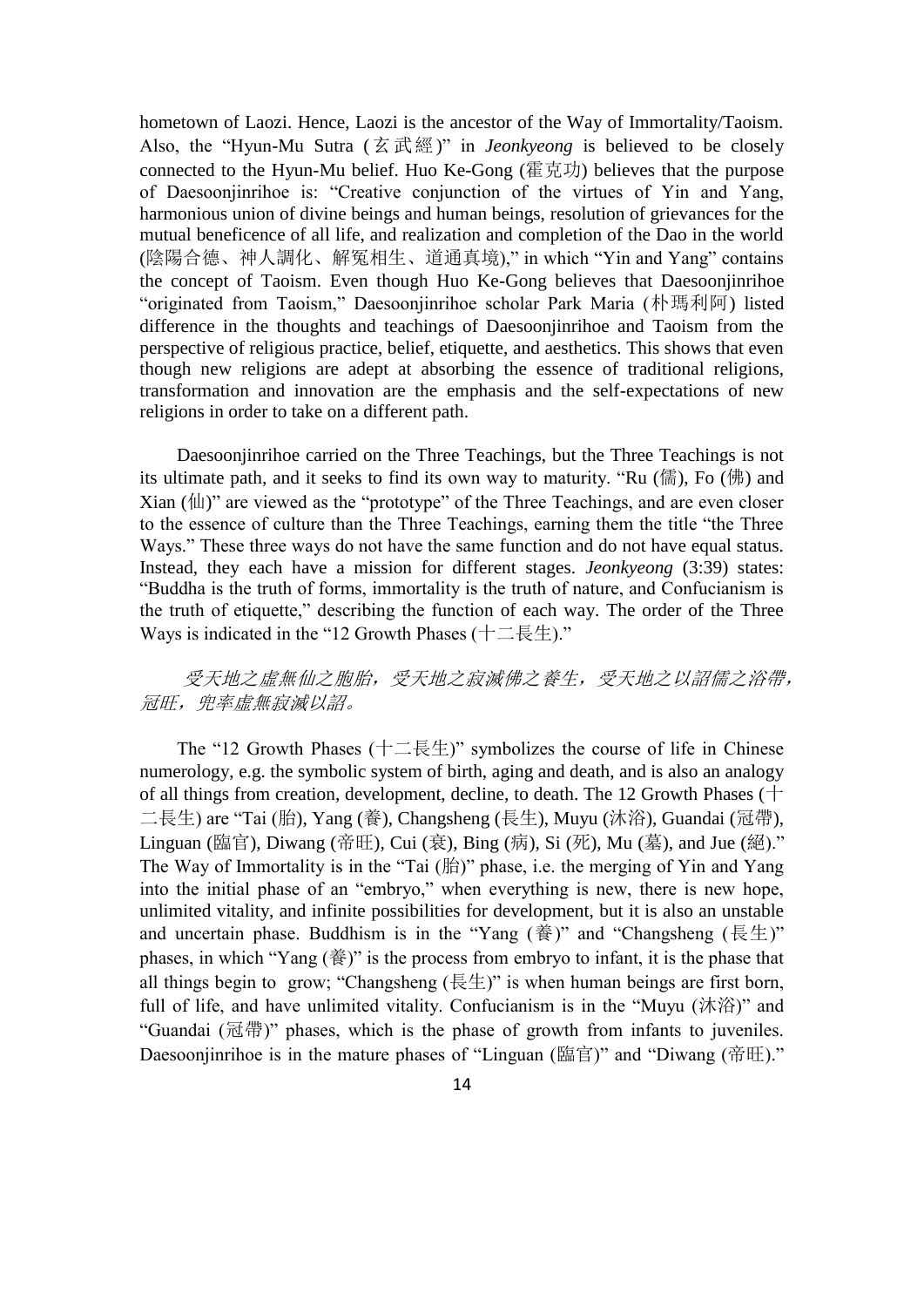hometown of Laozi. Hence, Laozi is the ancestor of the Way of Immortality/Taoism. Also, the "Hyun-Mu Sutra (玄武經)" in *Jeonkyeong* is believed to be closely connected to the Hyun-Mu belief. Huo Ke-Gong (霍克功) believes that the purpose of Daesoonjinrihoe is: "Creative conjunction of the virtues of Yin and Yang, harmonious union of divine beings and human beings, resolution of grievances for the mutual beneficence of all life, and realization and completion of the Dao in the world (陰陽合德、神人調化、解冤相生、道通真境)," in which "Yin and Yang" contains the concept of Taoism. Even though Huo Ke-Gong believes that Daesoonjinrihoe "originated from Taoism," Daesoonjinrihoe scholar Park Maria (朴瑪利阿) listed difference in the thoughts and teachings of Daesoonjinrihoe and Taoism from the perspective of religious practice, belief, etiquette, and aesthetics. This shows that even though new religions are adept at absorbing the essence of traditional religions, transformation and innovation are the emphasis and the self-expectations of new religions in order to take on a different path.

Daesoonjinrihoe carried on the Three Teachings, but the Three Teachings is not its ultimate path, and it seeks to find its own way to maturity. "Ru (儒), Fo (佛) and Xian (仙)" are viewed as the "prototype" of the Three Teachings, and are even closer to the essence of culture than the Three Teachings, earning them the title "the Three Ways." These three ways do not have the same function and do not have equal status. Instead, they each have a mission for different stages. *Jeonkyeong* (3:39) states: "Buddha is the truth of forms, immortality is the truth of nature, and Confucianism is the truth of etiquette," describing the function of each way. The order of the Three Ways is indicated in the "12 Growth Phases (十二長生)."

*受天地之虛無仙之胞胎，受天地之寂滅佛之養生，受天地之以詔儒之浴帶，冠旺，兜率虛無寂滅以詔。*

The "12 Growth Phases (十二長生)" symbolizes the course of life in Chinese numerology, e.g. the symbolic system of birth, aging and death, and is also an analogy of all things from creation, development, decline, to death. The 12 Growth Phases (十二長生) are "Tai (胎), Yang (養), Changsheng (長生), Muyu (沐浴), Guandai (冠帶), Linguan (臨官), Diwang (帝旺), Cui (衰), Bing (病), Si (死), Mu (墓), and Jue (絕)." The Way of Immortality is in the "Tai (胎)" phase, i.e. the merging of Yin and Yang into the initial phase of an "embryo," when everything is new, there is new hope, unlimited vitality, and infinite possibilities for development, but it is also an unstable and uncertain phase. Buddhism is in the "Yang (養)" and "Changsheng (長生)" phases, in which "Yang (養)" is the process from embryo to infant, it is the phase that all things begin to grow; "Changsheng (長生)" is when human beings are first born, full of life, and have unlimited vitality. Confucianism is in the "Muyu (沐浴)" and "Guandai (冠帶)" phases, which is the phase of growth from infants to juveniles. Daesoonjinrihoe is in the mature phases of "Linguan (臨官)" and "Diwang (帝旺)."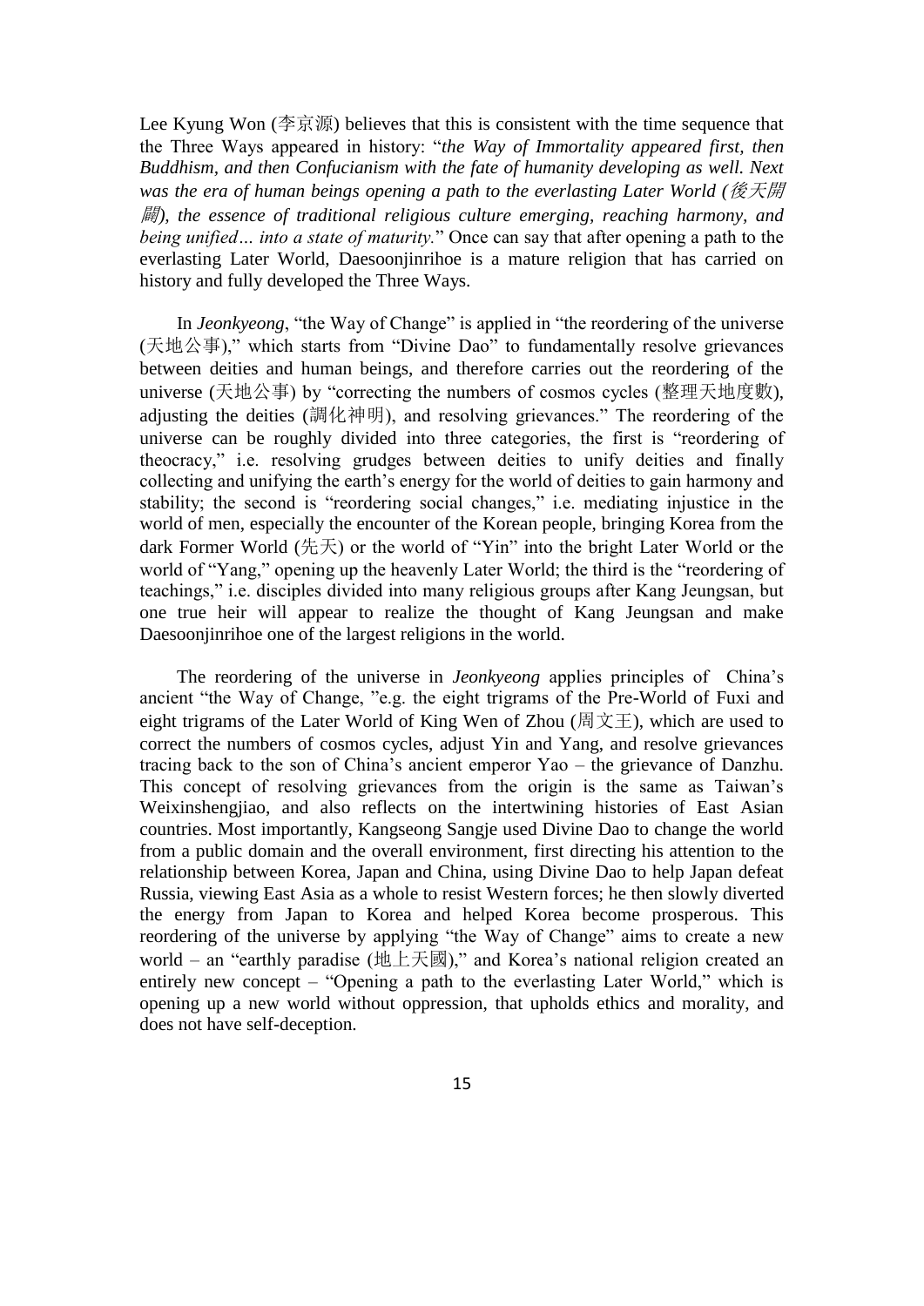Lee Kyung Won (李京源) believes that this is consistent with the time sequence that the Three Ways appeared in history: "*the Way of Immortality appeared first, then Buddhism, and then Confucianism with the fate of humanity developing as well. Next was the era of human beings opening a path to the everlasting Later World (後天開闢), the essence of traditional religious culture emerging, reaching harmony, and being unified… into a state of maturity.*" Once can say that after opening a path to the everlasting Later World, Daesoonjinrihoe is a mature religion that has carried on history and fully developed the Three Ways.

In *Jeonkyeong*, "the Way of Change" is applied in "the reordering of the universe (天地公事)," which starts from "Divine Dao" to fundamentally resolve grievances between deities and human beings, and therefore carries out the reordering of the universe (天地公事) by "correcting the numbers of cosmos cycles (整理天地度數), adjusting the deities (調化神明), and resolving grievances." The reordering of the universe can be roughly divided into three categories, the first is "reordering of theocracy," i.e. resolving grudges between deities to unify deities and finally collecting and unifying the earth's energy for the world of deities to gain harmony and stability; the second is "reordering social changes," i.e. mediating injustice in the world of men, especially the encounter of the Korean people, bringing Korea from the dark Former World (先天) or the world of "Yin" into the bright Later World or the world of "Yang," opening up the heavenly Later World; the third is the "reordering of teachings," i.e. disciples divided into many religious groups after Kang Jeungsan, but one true heir will appear to realize the thought of Kang Jeungsan and make Daesoonjinrihoe one of the largest religions in the world.

The reordering of the universe in *Jeonkyeong* applies principles of China's ancient "the Way of Change, "e.g. the eight trigrams of the Pre-World of Fuxi and eight trigrams of the Later World of King Wen of Zhou (周文王), which are used to correct the numbers of cosmos cycles, adjust Yin and Yang, and resolve grievances tracing back to the son of China's ancient emperor Yao – the grievance of Danzhu. This concept of resolving grievances from the origin is the same as Taiwan's Weixinshengjiao, and also reflects on the intertwining histories of East Asian countries. Most importantly, Kangseong Sangje used Divine Dao to change the world from a public domain and the overall environment, first directing his attention to the relationship between Korea, Japan and China, using Divine Dao to help Japan defeat Russia, viewing East Asia as a whole to resist Western forces; he then slowly diverted the energy from Japan to Korea and helped Korea become prosperous. This reordering of the universe by applying "the Way of Change" aims to create a new world – an "earthly paradise (地上天國)," and Korea's national religion created an entirely new concept – "Opening a path to the everlasting Later World," which is opening up a new world without oppression, that upholds ethics and morality, and does not have self-deception.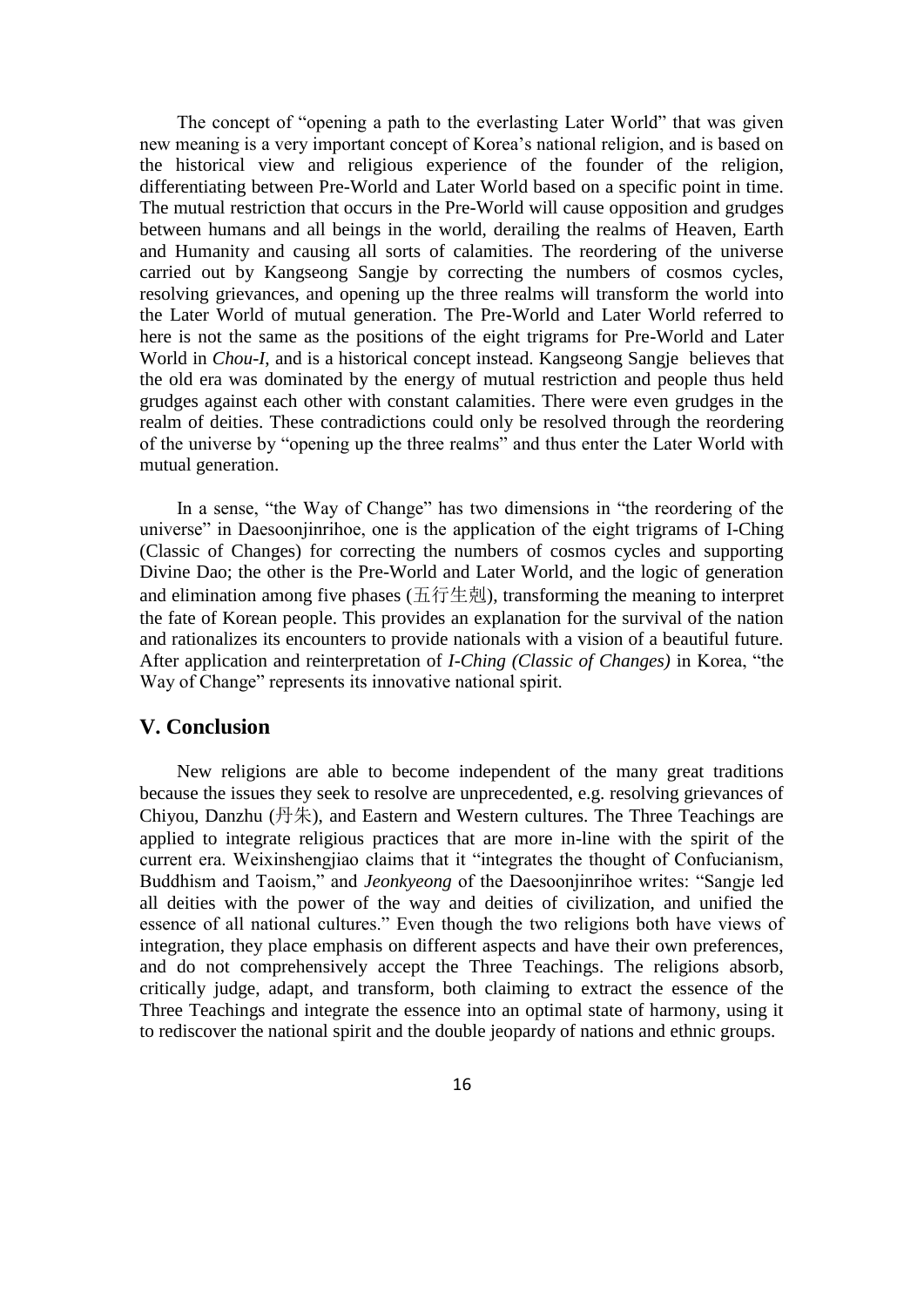The concept of "opening a path to the everlasting Later World" that was given new meaning is a very important concept of Korea's national religion, and is based on the historical view and religious experience of the founder of the religion, differentiating between Pre-World and Later World based on a specific point in time. The mutual restriction that occurs in the Pre-World will cause opposition and grudges between humans and all beings in the world, derailing the realms of Heaven, Earth and Humanity and causing all sorts of calamities. The reordering of the universe carried out by Kangseong Sangje by correcting the numbers of cosmos cycles, resolving grievances, and opening up the three realms will transform the world into the Later World of mutual generation. The Pre-World and Later World referred to here is not the same as the positions of the eight trigrams for Pre-World and Later World in *Chou-I*, and is a historical concept instead. Kangseong Sangje believes that the old era was dominated by the energy of mutual restriction and people thus held grudges against each other with constant calamities. There were even grudges in the realm of deities. These contradictions could only be resolved through the reordering of the universe by "opening up the three realms" and thus enter the Later World with mutual generation.

In a sense, "the Way of Change" has two dimensions in "the reordering of the universe" in Daesoonjinrihoe, one is the application of the eight trigrams of I-Ching (Classic of Changes) for correcting the numbers of cosmos cycles and supporting Divine Dao; the other is the Pre-World and Later World, and the logic of generation and elimination among five phases (五行生剋), transforming the meaning to interpret the fate of Korean people. This provides an explanation for the survival of the nation and rationalizes its encounters to provide nationals with a vision of a beautiful future. After application and reinterpretation of *I-Ching (Classic of Changes)* in Korea, "the Way of Change" represents its innovative national spirit.

## V. Conclusion

New religions are able to become independent of the many great traditions because the issues they seek to resolve are unprecedented, e.g. resolving grievances of Chiyou, Danzhu (丹朱), and Eastern and Western cultures. The Three Teachings are applied to integrate religious practices that are more in-line with the spirit of the current era. Weixinshengjiao claims that it "integrates the thought of Confucianism, Buddhism and Taoism," and *Jeonkyeong* of the Daesoonjinrihoe writes: "Sangje led all deities with the power of the way and deities of civilization, and unified the essence of all national cultures." Even though the two religions both have views of integration, they place emphasis on different aspects and have their own preferences, and do not comprehensively accept the Three Teachings. The religions absorb, critically judge, adapt, and transform, both claiming to extract the essence of the Three Teachings and integrate the essence into an optimal state of harmony, using it to rediscover the national spirit and the double jeopardy of nations and ethnic groups.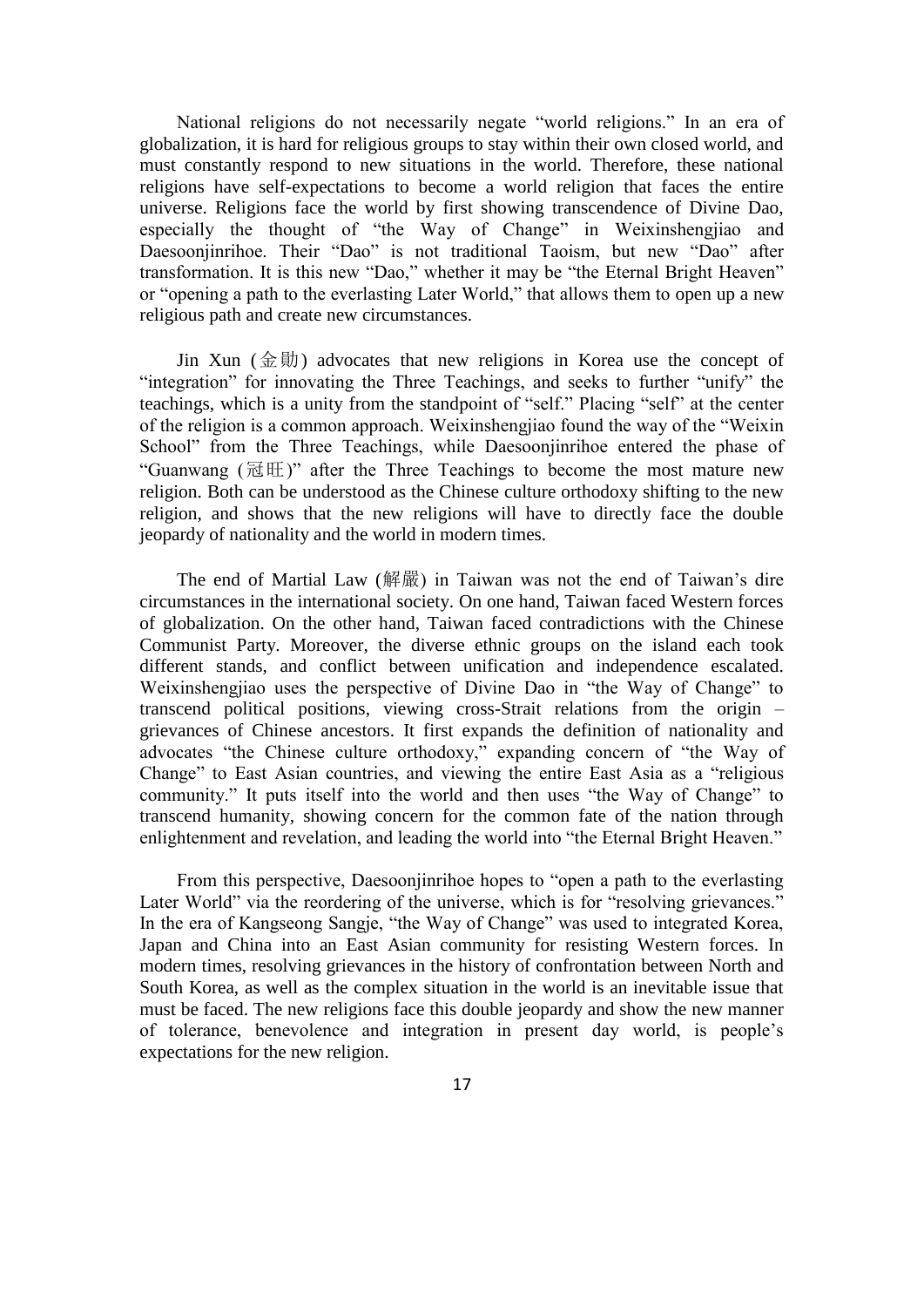National religions do not necessarily negate "world religions." In an era of globalization, it is hard for religious groups to stay within their own closed world, and must constantly respond to new situations in the world. Therefore, these national religions have self-expectations to become a world religion that faces the entire universe. Religions face the world by first showing transcendence of Divine Dao, especially the thought of "the Way of Change" in Weixinshengjiao and Daesoonjinrihoe. Their "Dao" is not traditional Taoism, but new "Dao" after transformation. It is this new "Dao," whether it may be "the Eternal Bright Heaven" or "opening a path to the everlasting Later World," that allows them to open up a new religious path and create new circumstances.

Jin Xun (金勛) advocates that new religions in Korea use the concept of "integration" for innovating the Three Teachings, and seeks to further "unify" the teachings, which is a unity from the standpoint of "self." Placing "self" at the center of the religion is a common approach. Weixinshengjiao found the way of the "Weixin School" from the Three Teachings, while Daesoonjinrihoe entered the phase of "Guanwang (冠旺)" after the Three Teachings to become the most mature new religion. Both can be understood as the Chinese culture orthodoxy shifting to the new religion, and shows that the new religions will have to directly face the double jeopardy of nationality and the world in modern times.

The end of Martial Law (解嚴) in Taiwan was not the end of Taiwan's dire circumstances in the international society. On one hand, Taiwan faced Western forces of globalization. On the other hand, Taiwan faced contradictions with the Chinese Communist Party. Moreover, the diverse ethnic groups on the island each took different stands, and conflict between unification and independence escalated. Weixinshengjiao uses the perspective of Divine Dao in "the Way of Change" to transcend political positions, viewing cross-Strait relations from the origin – grievances of Chinese ancestors. It first expands the definition of nationality and advocates "the Chinese culture orthodoxy," expanding concern of "the Way of Change" to East Asian countries, and viewing the entire East Asia as a "religious community." It puts itself into the world and then uses "the Way of Change" to transcend humanity, showing concern for the common fate of the nation through enlightenment and revelation, and leading the world into "the Eternal Bright Heaven."

From this perspective, Daesoonjinrihoe hopes to "open a path to the everlasting Later World" via the reordering of the universe, which is for "resolving grievances." In the era of Kangseong Sangje, "the Way of Change" was used to integrated Korea, Japan and China into an East Asian community for resisting Western forces. In modern times, resolving grievances in the history of confrontation between North and South Korea, as well as the complex situation in the world is an inevitable issue that must be faced. The new religions face this double jeopardy and show the new manner of tolerance, benevolence and integration in present day world, is people's expectations for the new religion.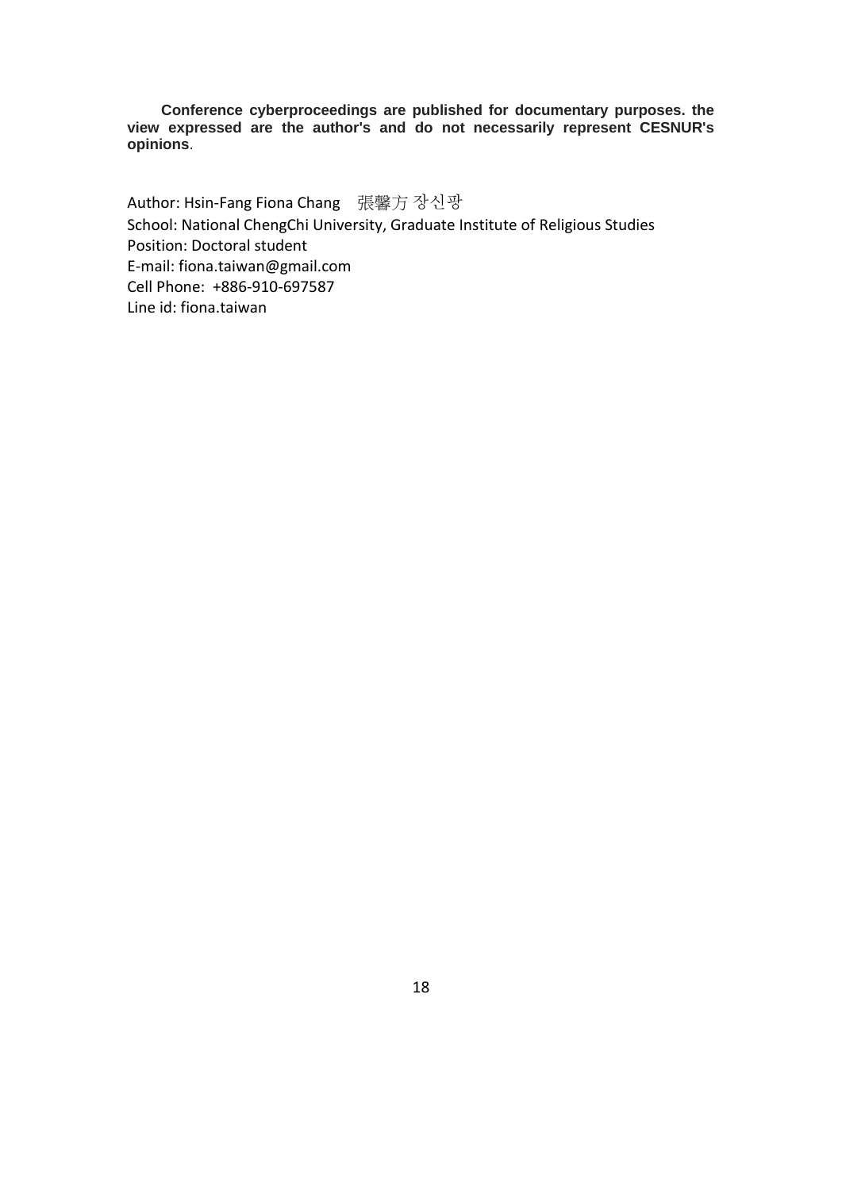**Conference cyberproceedings are published for documentary purposes. the view expressed are the author's and do not necessarily represent CESNUR's opinions**.

Author: Hsin-Fang Fiona Chang 張馨方 장신팡
School: National ChengChi University, Graduate Institute of Religious Studies
Position: Doctoral student
E-mail: fiona.taiwan@gmail.com
Cell Phone: +886-910-697587
Line id: fiona.taiwan